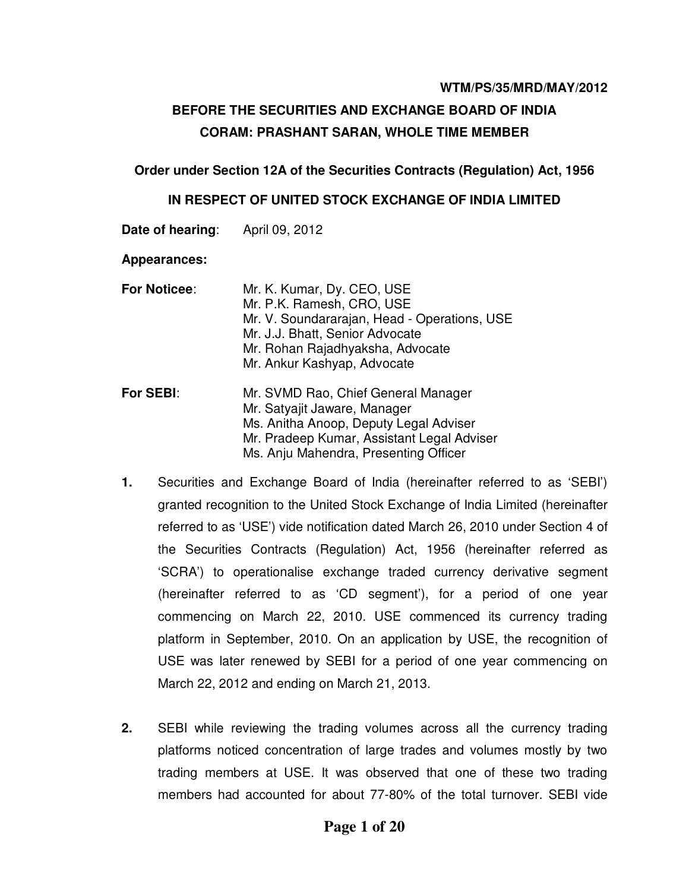**WTM/PS/35/MRD/MAY/2012**

# BEFORE THE SECURITIES AND EXCHANGE BOARD OF INDIA

## CORAM: PRASHANT SARAN, WHOLE TIME MEMBER

**Order under Section 12A of the Securities Contracts (Regulation) Act, 1956**

**IN RESPECT OF UNITED STOCK EXCHANGE OF INDIA LIMITED**

**Date of hearing**: April 09, 2012

**Appearances:**

**For Noticee**:
Mr. K. Kumar, Dy. CEO, USE
Mr. P.K. Ramesh, CRO, USE
Mr. V. Soundararajan, Head - Operations, USE
Mr. J.J. Bhatt, Senior Advocate
Mr. Rohan Rajadhyaksha, Advocate
Mr. Ankur Kashyap, Advocate

**For SEBI**:
Mr. SVMD Rao, Chief General Manager
Mr. Satyajit Jaware, Manager
Ms. Anitha Anoop, Deputy Legal Adviser
Mr. Pradeep Kumar, Assistant Legal Adviser
Ms. Anju Mahendra, Presenting Officer

**1.** Securities and Exchange Board of India (hereinafter referred to as 'SEBI') granted recognition to the United Stock Exchange of India Limited (hereinafter referred to as 'USE') vide notification dated March 26, 2010 under Section 4 of the Securities Contracts (Regulation) Act, 1956 (hereinafter referred as 'SCRA') to operationalise exchange traded currency derivative segment (hereinafter referred to as 'CD segment'), for a period of one year commencing on March 22, 2010. USE commenced its currency trading platform in September, 2010. On an application by USE, the recognition of USE was later renewed by SEBI for a period of one year commencing on March 22, 2012 and ending on March 21, 2013.

**2.** SEBI while reviewing the trading volumes across all the currency trading platforms noticed concentration of large trades and volumes mostly by two trading members at USE. It was observed that one of these two trading members had accounted for about 77-80% of the total turnover. SEBI vide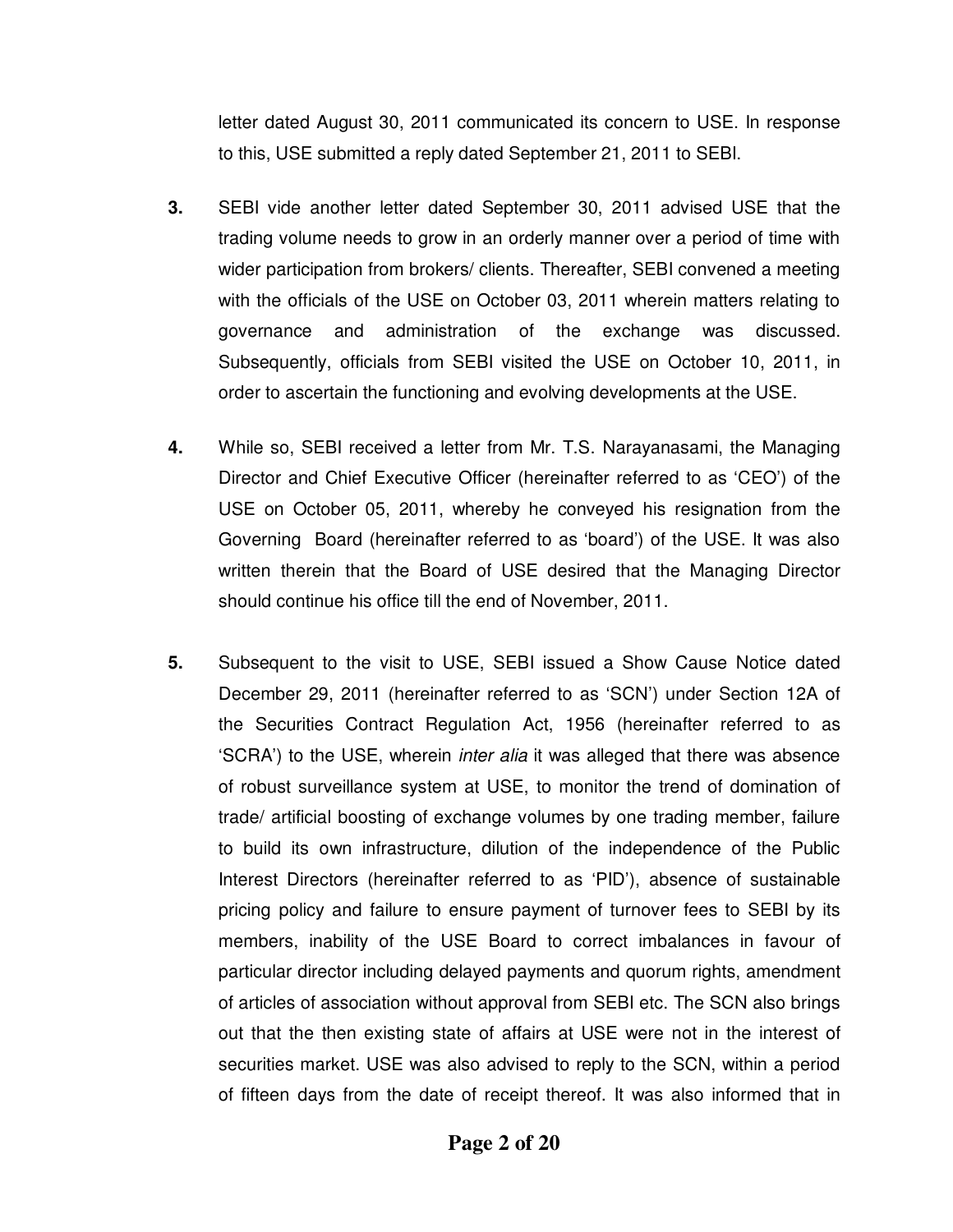letter dated August 30, 2011 communicated its concern to USE. In response to this, USE submitted a reply dated September 21, 2011 to SEBI.

**3.** SEBI vide another letter dated September 30, 2011 advised USE that the trading volume needs to grow in an orderly manner over a period of time with wider participation from brokers/ clients. Thereafter, SEBI convened a meeting with the officials of the USE on October 03, 2011 wherein matters relating to governance and administration of the exchange was discussed. Subsequently, officials from SEBI visited the USE on October 10, 2011, in order to ascertain the functioning and evolving developments at the USE.

**4.** While so, SEBI received a letter from Mr. T.S. Narayanasami, the Managing Director and Chief Executive Officer (hereinafter referred to as 'CEO') of the USE on October 05, 2011, whereby he conveyed his resignation from the Governing Board (hereinafter referred to as 'board') of the USE. It was also written therein that the Board of USE desired that the Managing Director should continue his office till the end of November, 2011.

**5.** Subsequent to the visit to USE, SEBI issued a Show Cause Notice dated December 29, 2011 (hereinafter referred to as 'SCN') under Section 12A of the Securities Contract Regulation Act, 1956 (hereinafter referred to as 'SCRA') to the USE, wherein *inter alia* it was alleged that there was absence of robust surveillance system at USE, to monitor the trend of domination of trade/ artificial boosting of exchange volumes by one trading member, failure to build its own infrastructure, dilution of the independence of the Public Interest Directors (hereinafter referred to as 'PID'), absence of sustainable pricing policy and failure to ensure payment of turnover fees to SEBI by its members, inability of the USE Board to correct imbalances in favour of particular director including delayed payments and quorum rights, amendment of articles of association without approval from SEBI etc. The SCN also brings out that the then existing state of affairs at USE were not in the interest of securities market. USE was also advised to reply to the SCN, within a period of fifteen days from the date of receipt thereof. It was also informed that in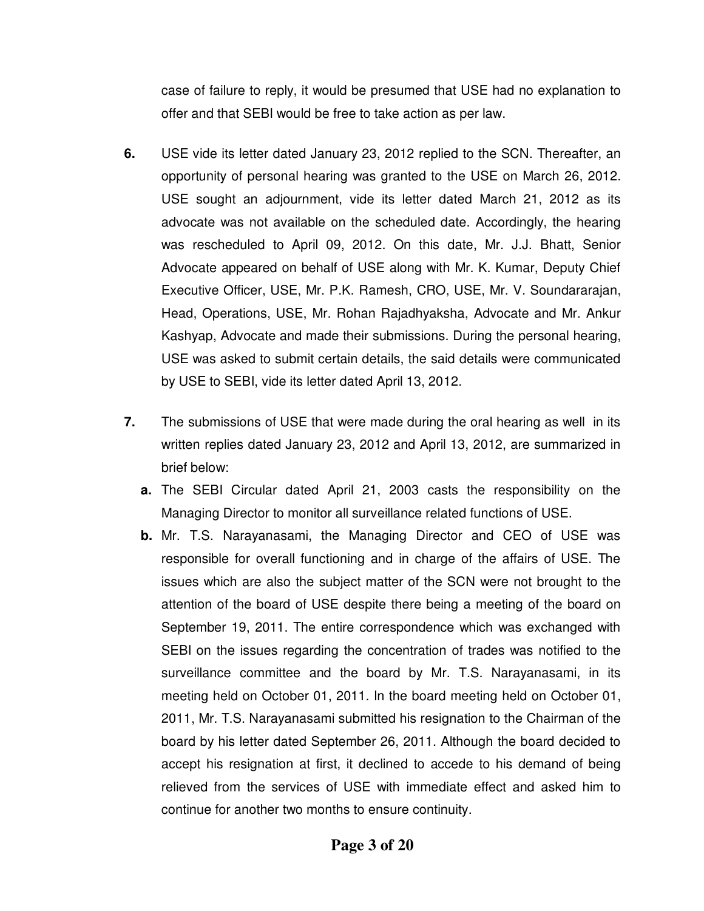case of failure to reply, it would be presumed that USE had no explanation to offer and that SEBI would be free to take action as per law.

**6.** USE vide its letter dated January 23, 2012 replied to the SCN. Thereafter, an opportunity of personal hearing was granted to the USE on March 26, 2012. USE sought an adjournment, vide its letter dated March 21, 2012 as its advocate was not available on the scheduled date. Accordingly, the hearing was rescheduled to April 09, 2012. On this date, Mr. J.J. Bhatt, Senior Advocate appeared on behalf of USE along with Mr. K. Kumar, Deputy Chief Executive Officer, USE, Mr. P.K. Ramesh, CRO, USE, Mr. V. Soundararajan, Head, Operations, USE, Mr. Rohan Rajadhyaksha, Advocate and Mr. Ankur Kashyap, Advocate and made their submissions. During the personal hearing, USE was asked to submit certain details, the said details were communicated by USE to SEBI, vide its letter dated April 13, 2012.

**7.** The submissions of USE that were made during the oral hearing as well in its written replies dated January 23, 2012 and April 13, 2012, are summarized in brief below:

**a.** The SEBI Circular dated April 21, 2003 casts the responsibility on the Managing Director to monitor all surveillance related functions of USE.

**b.** Mr. T.S. Narayanasami, the Managing Director and CEO of USE was responsible for overall functioning and in charge of the affairs of USE. The issues which are also the subject matter of the SCN were not brought to the attention of the board of USE despite there being a meeting of the board on September 19, 2011. The entire correspondence which was exchanged with SEBI on the issues regarding the concentration of trades was notified to the surveillance committee and the board by Mr. T.S. Narayanasami, in its meeting held on October 01, 2011. In the board meeting held on October 01, 2011, Mr. T.S. Narayanasami submitted his resignation to the Chairman of the board by his letter dated September 26, 2011. Although the board decided to accept his resignation at first, it declined to accede to his demand of being relieved from the services of USE with immediate effect and asked him to continue for another two months to ensure continuity.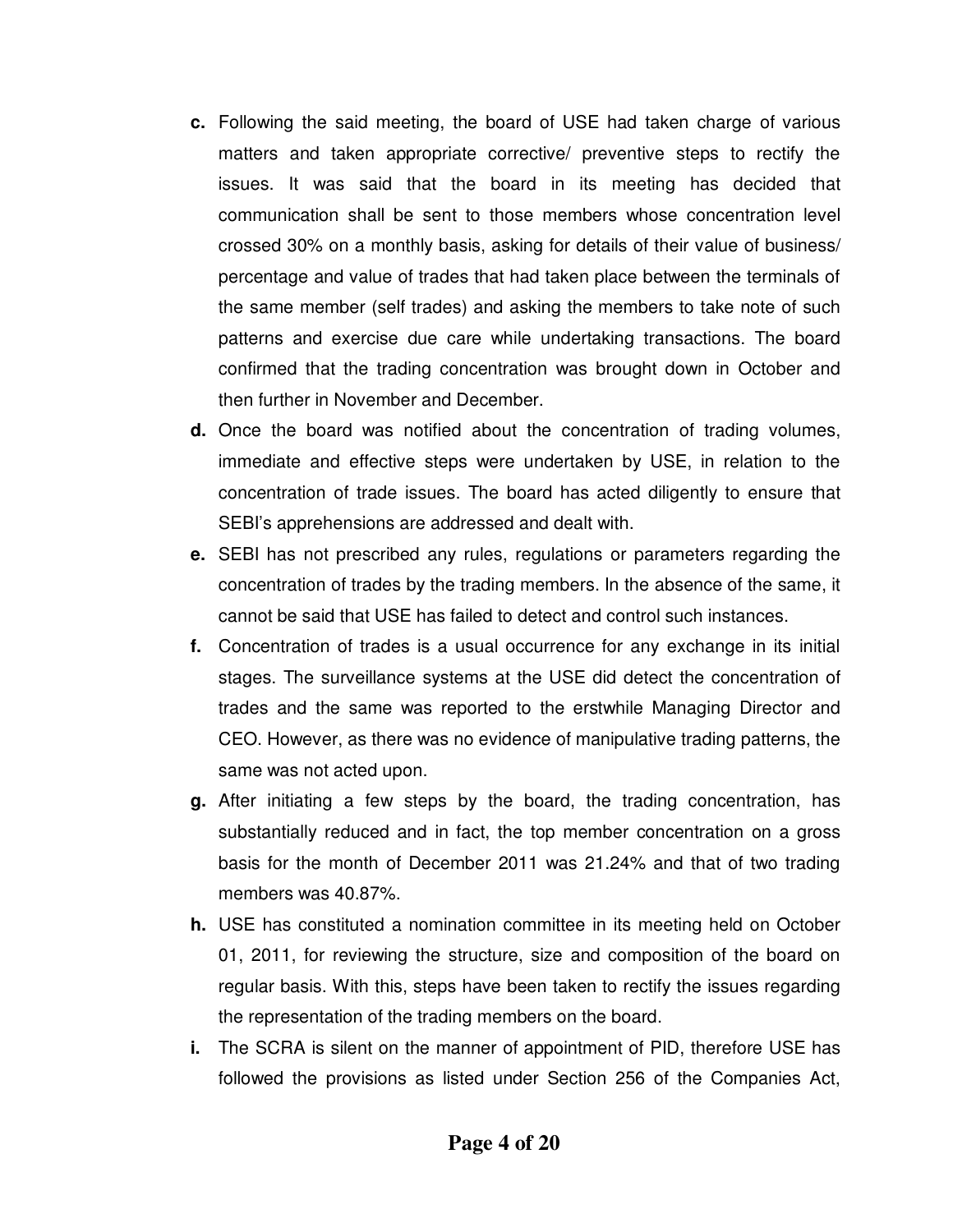**c.** Following the said meeting, the board of USE had taken charge of various matters and taken appropriate corrective/ preventive steps to rectify the issues. It was said that the board in its meeting has decided that communication shall be sent to those members whose concentration level crossed 30% on a monthly basis, asking for details of their value of business/ percentage and value of trades that had taken place between the terminals of the same member (self trades) and asking the members to take note of such patterns and exercise due care while undertaking transactions. The board confirmed that the trading concentration was brought down in October and then further in November and December.

**d.** Once the board was notified about the concentration of trading volumes, immediate and effective steps were undertaken by USE, in relation to the concentration of trade issues. The board has acted diligently to ensure that SEBI's apprehensions are addressed and dealt with.

**e.** SEBI has not prescribed any rules, regulations or parameters regarding the concentration of trades by the trading members. In the absence of the same, it cannot be said that USE has failed to detect and control such instances.

**f.** Concentration of trades is a usual occurrence for any exchange in its initial stages. The surveillance systems at the USE did detect the concentration of trades and the same was reported to the erstwhile Managing Director and CEO. However, as there was no evidence of manipulative trading patterns, the same was not acted upon.

**g.** After initiating a few steps by the board, the trading concentration, has substantially reduced and in fact, the top member concentration on a gross basis for the month of December 2011 was 21.24% and that of two trading members was 40.87%.

**h.** USE has constituted a nomination committee in its meeting held on October 01, 2011, for reviewing the structure, size and composition of the board on regular basis. With this, steps have been taken to rectify the issues regarding the representation of the trading members on the board.

**i.** The SCRA is silent on the manner of appointment of PID, therefore USE has followed the provisions as listed under Section 256 of the Companies Act,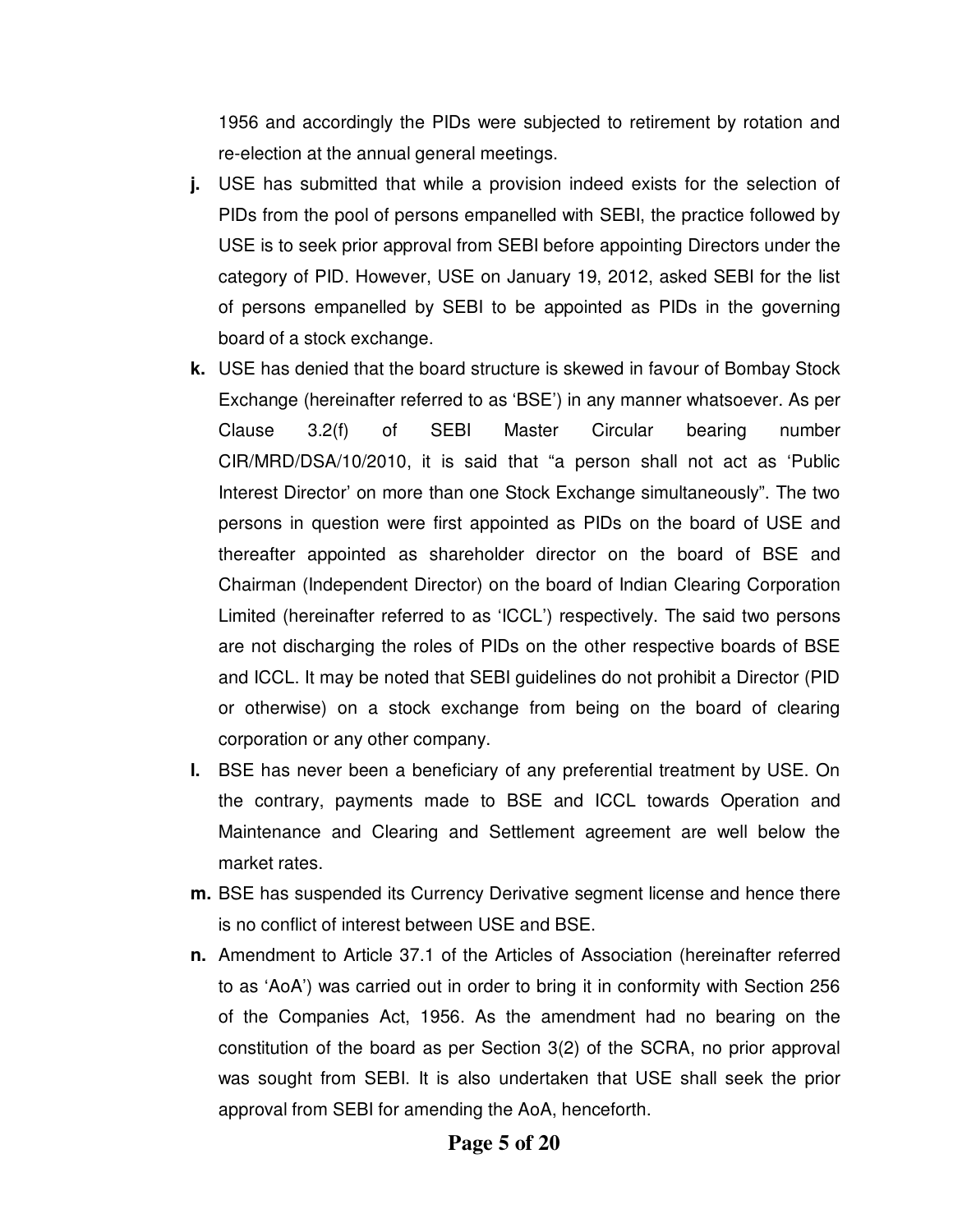1956 and accordingly the PIDs were subjected to retirement by rotation and re-election at the annual general meetings.

**j.** USE has submitted that while a provision indeed exists for the selection of PIDs from the pool of persons empanelled with SEBI, the practice followed by USE is to seek prior approval from SEBI before appointing Directors under the category of PID. However, USE on January 19, 2012, asked SEBI for the list of persons empanelled by SEBI to be appointed as PIDs in the governing board of a stock exchange.

**k.** USE has denied that the board structure is skewed in favour of Bombay Stock Exchange (hereinafter referred to as 'BSE') in any manner whatsoever. As per Clause 3.2(f) of SEBI Master Circular bearing number CIR/MRD/DSA/10/2010, it is said that "a person shall not act as 'Public Interest Director' on more than one Stock Exchange simultaneously". The two persons in question were first appointed as PIDs on the board of USE and thereafter appointed as shareholder director on the board of BSE and Chairman (Independent Director) on the board of Indian Clearing Corporation Limited (hereinafter referred to as 'ICCL') respectively. The said two persons are not discharging the roles of PIDs on the other respective boards of BSE and ICCL. It may be noted that SEBI guidelines do not prohibit a Director (PID or otherwise) on a stock exchange from being on the board of clearing corporation or any other company.

**l.** BSE has never been a beneficiary of any preferential treatment by USE. On the contrary, payments made to BSE and ICCL towards Operation and Maintenance and Clearing and Settlement agreement are well below the market rates.

**m.** BSE has suspended its Currency Derivative segment license and hence there is no conflict of interest between USE and BSE.

**n.** Amendment to Article 37.1 of the Articles of Association (hereinafter referred to as 'AoA') was carried out in order to bring it in conformity with Section 256 of the Companies Act, 1956. As the amendment had no bearing on the constitution of the board as per Section 3(2) of the SCRA, no prior approval was sought from SEBI. It is also undertaken that USE shall seek the prior approval from SEBI for amending the AoA, henceforth.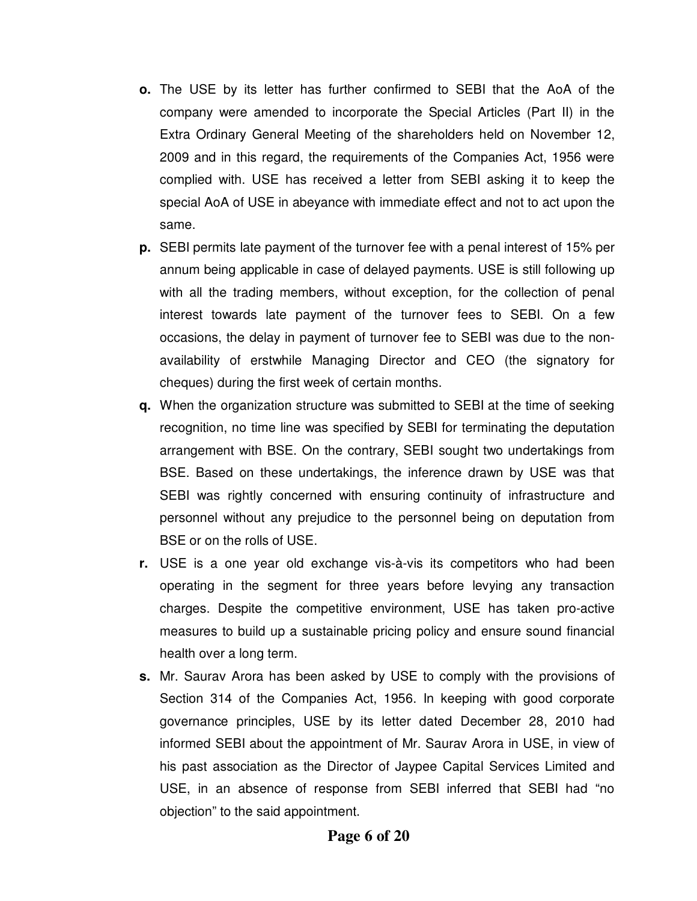**o.** The USE by its letter has further confirmed to SEBI that the AoA of the company were amended to incorporate the Special Articles (Part II) in the Extra Ordinary General Meeting of the shareholders held on November 12, 2009 and in this regard, the requirements of the Companies Act, 1956 were complied with. USE has received a letter from SEBI asking it to keep the special AoA of USE in abeyance with immediate effect and not to act upon the same.

**p.** SEBI permits late payment of the turnover fee with a penal interest of 15% per annum being applicable in case of delayed payments. USE is still following up with all the trading members, without exception, for the collection of penal interest towards late payment of the turnover fees to SEBI. On a few occasions, the delay in payment of turnover fee to SEBI was due to the non-availability of erstwhile Managing Director and CEO (the signatory for cheques) during the first week of certain months.

**q.** When the organization structure was submitted to SEBI at the time of seeking recognition, no time line was specified by SEBI for terminating the deputation arrangement with BSE. On the contrary, SEBI sought two undertakings from BSE. Based on these undertakings, the inference drawn by USE was that SEBI was rightly concerned with ensuring continuity of infrastructure and personnel without any prejudice to the personnel being on deputation from BSE or on the rolls of USE.

**r.** USE is a one year old exchange vis-à-vis its competitors who had been operating in the segment for three years before levying any transaction charges. Despite the competitive environment, USE has taken pro-active measures to build up a sustainable pricing policy and ensure sound financial health over a long term.

**s.** Mr. Saurav Arora has been asked by USE to comply with the provisions of Section 314 of the Companies Act, 1956. In keeping with good corporate governance principles, USE by its letter dated December 28, 2010 had informed SEBI about the appointment of Mr. Saurav Arora in USE, in view of his past association as the Director of Jaypee Capital Services Limited and USE, in an absence of response from SEBI inferred that SEBI had "no objection" to the said appointment.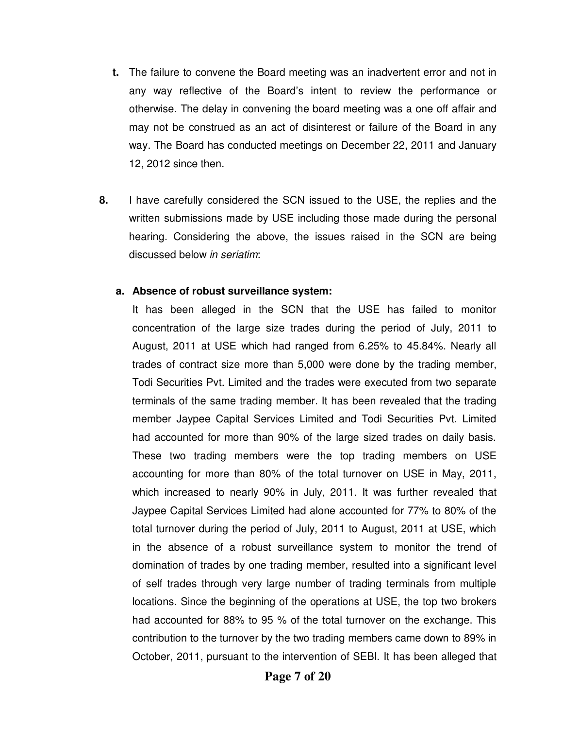**t.** The failure to convene the Board meeting was an inadvertent error and not in any way reflective of the Board's intent to review the performance or otherwise. The delay in convening the board meeting was a one off affair and may not be construed as an act of disinterest or failure of the Board in any way. The Board has conducted meetings on December 22, 2011 and January 12, 2012 since then.

**8.** I have carefully considered the SCN issued to the USE, the replies and the written submissions made by USE including those made during the personal hearing. Considering the above, the issues raised in the SCN are being discussed below *in seriatim*:

**a. Absence of robust surveillance system:**

It has been alleged in the SCN that the USE has failed to monitor concentration of the large size trades during the period of July, 2011 to August, 2011 at USE which had ranged from 6.25% to 45.84%. Nearly all trades of contract size more than 5,000 were done by the trading member, Todi Securities Pvt. Limited and the trades were executed from two separate terminals of the same trading member. It has been revealed that the trading member Jaypee Capital Services Limited and Todi Securities Pvt. Limited had accounted for more than 90% of the large sized trades on daily basis. These two trading members were the top trading members on USE accounting for more than 80% of the total turnover on USE in May, 2011, which increased to nearly 90% in July, 2011. It was further revealed that Jaypee Capital Services Limited had alone accounted for 77% to 80% of the total turnover during the period of July, 2011 to August, 2011 at USE, which in the absence of a robust surveillance system to monitor the trend of domination of trades by one trading member, resulted into a significant level of self trades through very large number of trading terminals from multiple locations. Since the beginning of the operations at USE, the top two brokers had accounted for 88% to 95 % of the total turnover on the exchange. This contribution to the turnover by the two trading members came down to 89% in October, 2011, pursuant to the intervention of SEBI. It has been alleged that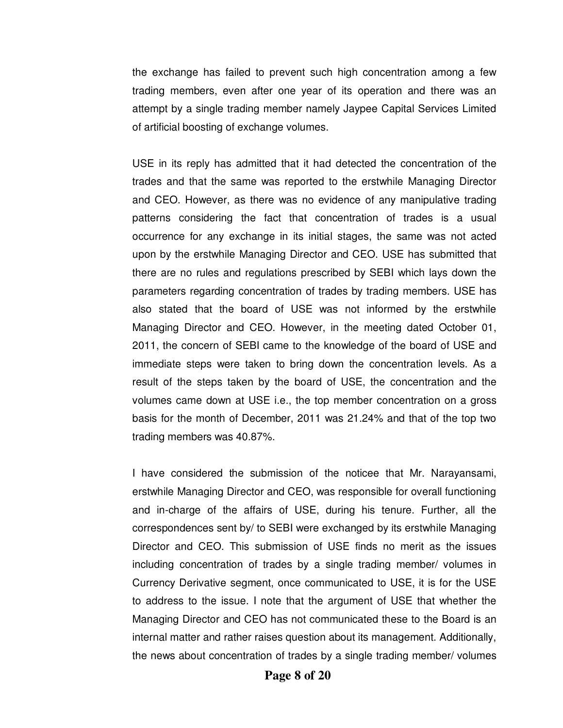the exchange has failed to prevent such high concentration among a few trading members, even after one year of its operation and there was an attempt by a single trading member namely Jaypee Capital Services Limited of artificial boosting of exchange volumes.

USE in its reply has admitted that it had detected the concentration of the trades and that the same was reported to the erstwhile Managing Director and CEO. However, as there was no evidence of any manipulative trading patterns considering the fact that concentration of trades is a usual occurrence for any exchange in its initial stages, the same was not acted upon by the erstwhile Managing Director and CEO. USE has submitted that there are no rules and regulations prescribed by SEBI which lays down the parameters regarding concentration of trades by trading members. USE has also stated that the board of USE was not informed by the erstwhile Managing Director and CEO. However, in the meeting dated October 01, 2011, the concern of SEBI came to the knowledge of the board of USE and immediate steps were taken to bring down the concentration levels. As a result of the steps taken by the board of USE, the concentration and the volumes came down at USE i.e., the top member concentration on a gross basis for the month of December, 2011 was 21.24% and that of the top two trading members was 40.87%.

I have considered the submission of the noticee that Mr. Narayansami, erstwhile Managing Director and CEO, was responsible for overall functioning and in-charge of the affairs of USE, during his tenure. Further, all the correspondences sent by/ to SEBI were exchanged by its erstwhile Managing Director and CEO. This submission of USE finds no merit as the issues including concentration of trades by a single trading member/ volumes in Currency Derivative segment, once communicated to USE, it is for the USE to address to the issue. I note that the argument of USE that whether the Managing Director and CEO has not communicated these to the Board is an internal matter and rather raises question about its management. Additionally, the news about concentration of trades by a single trading member/ volumes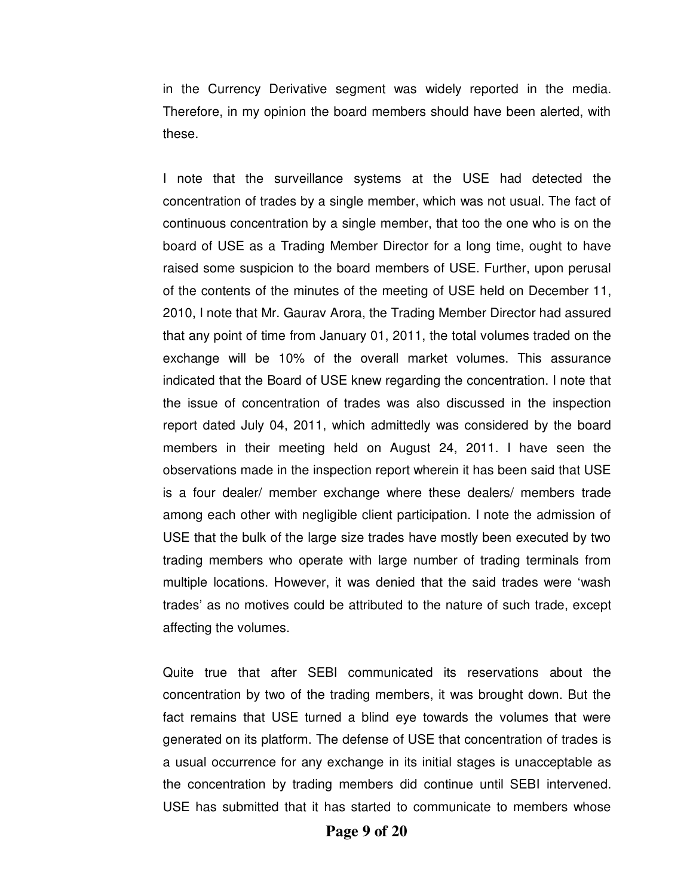in the Currency Derivative segment was widely reported in the media. Therefore, in my opinion the board members should have been alerted, with these.

I note that the surveillance systems at the USE had detected the concentration of trades by a single member, which was not usual. The fact of continuous concentration by a single member, that too the one who is on the board of USE as a Trading Member Director for a long time, ought to have raised some suspicion to the board members of USE. Further, upon perusal of the contents of the minutes of the meeting of USE held on December 11, 2010, I note that Mr. Gaurav Arora, the Trading Member Director had assured that any point of time from January 01, 2011, the total volumes traded on the exchange will be 10% of the overall market volumes. This assurance indicated that the Board of USE knew regarding the concentration. I note that the issue of concentration of trades was also discussed in the inspection report dated July 04, 2011, which admittedly was considered by the board members in their meeting held on August 24, 2011. I have seen the observations made in the inspection report wherein it has been said that USE is a four dealer/ member exchange where these dealers/ members trade among each other with negligible client participation. I note the admission of USE that the bulk of the large size trades have mostly been executed by two trading members who operate with large number of trading terminals from multiple locations. However, it was denied that the said trades were 'wash trades' as no motives could be attributed to the nature of such trade, except affecting the volumes.

Quite true that after SEBI communicated its reservations about the concentration by two of the trading members, it was brought down. But the fact remains that USE turned a blind eye towards the volumes that were generated on its platform. The defense of USE that concentration of trades is a usual occurrence for any exchange in its initial stages is unacceptable as the concentration by trading members did continue until SEBI intervened. USE has submitted that it has started to communicate to members whose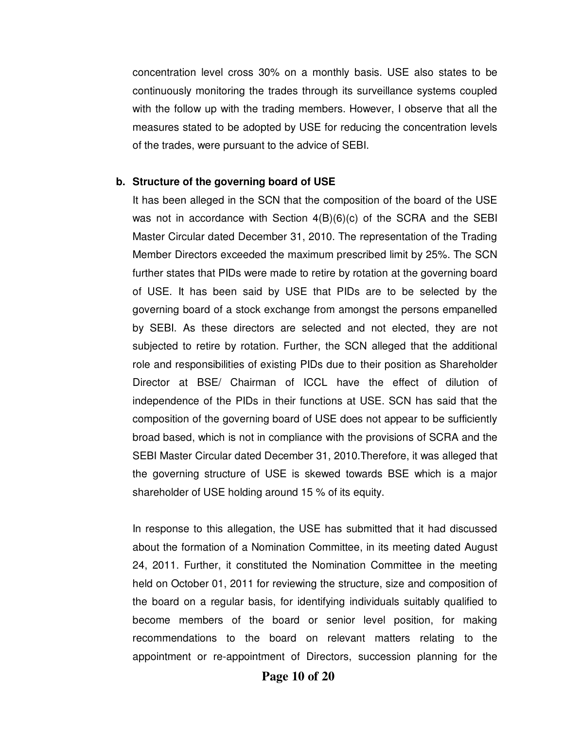concentration level cross 30% on a monthly basis. USE also states to be continuously monitoring the trades through its surveillance systems coupled with the follow up with the trading members. However, I observe that all the measures stated to be adopted by USE for reducing the concentration levels of the trades, were pursuant to the advice of SEBI.

**b. Structure of the governing board of USE**

It has been alleged in the SCN that the composition of the board of the USE was not in accordance with Section 4(B)(6)(c) of the SCRA and the SEBI Master Circular dated December 31, 2010. The representation of the Trading Member Directors exceeded the maximum prescribed limit by 25%. The SCN further states that PIDs were made to retire by rotation at the governing board of USE. It has been said by USE that PIDs are to be selected by the governing board of a stock exchange from amongst the persons empanelled by SEBI. As these directors are selected and not elected, they are not subjected to retire by rotation. Further, the SCN alleged that the additional role and responsibilities of existing PIDs due to their position as Shareholder Director at BSE/ Chairman of ICCL have the effect of dilution of independence of the PIDs in their functions at USE. SCN has said that the composition of the governing board of USE does not appear to be sufficiently broad based, which is not in compliance with the provisions of SCRA and the SEBI Master Circular dated December 31, 2010.Therefore, it was alleged that the governing structure of USE is skewed towards BSE which is a major shareholder of USE holding around 15 % of its equity.

In response to this allegation, the USE has submitted that it had discussed about the formation of a Nomination Committee, in its meeting dated August 24, 2011. Further, it constituted the Nomination Committee in the meeting held on October 01, 2011 for reviewing the structure, size and composition of the board on a regular basis, for identifying individuals suitably qualified to become members of the board or senior level position, for making recommendations to the board on relevant matters relating to the appointment or re-appointment of Directors, succession planning for the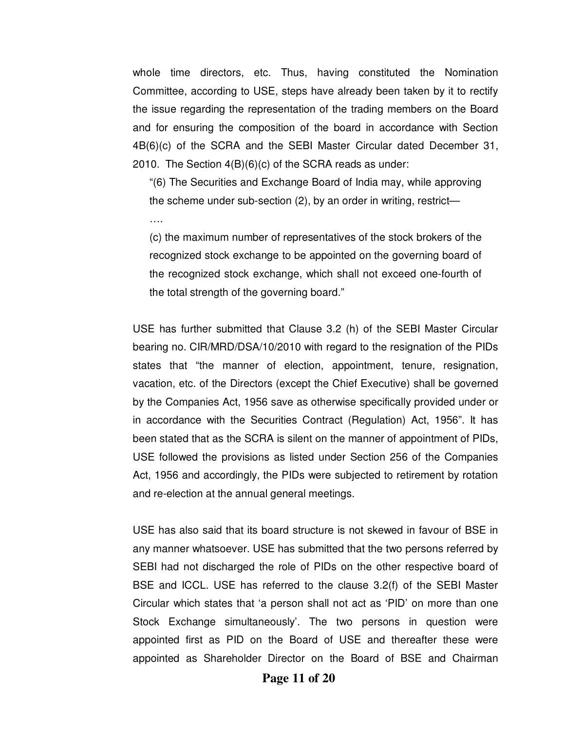whole time directors, etc. Thus, having constituted the Nomination Committee, according to USE, steps have already been taken by it to rectify the issue regarding the representation of the trading members on the Board and for ensuring the composition of the board in accordance with Section 4B(6)(c) of the SCRA and the SEBI Master Circular dated December 31, 2010. The Section 4(B)(6)(c) of the SCRA reads as under:

> "(6) The Securities and Exchange Board of India may, while approving the scheme under sub-section (2), by an order in writing, restrict—
>
> ….
>
> (c) the maximum number of representatives of the stock brokers of the recognized stock exchange to be appointed on the governing board of the recognized stock exchange, which shall not exceed one-fourth of the total strength of the governing board."

USE has further submitted that Clause 3.2 (h) of the SEBI Master Circular bearing no. CIR/MRD/DSA/10/2010 with regard to the resignation of the PIDs states that "the manner of election, appointment, tenure, resignation, vacation, etc. of the Directors (except the Chief Executive) shall be governed by the Companies Act, 1956 save as otherwise specifically provided under or in accordance with the Securities Contract (Regulation) Act, 1956". It has been stated that as the SCRA is silent on the manner of appointment of PIDs, USE followed the provisions as listed under Section 256 of the Companies Act, 1956 and accordingly, the PIDs were subjected to retirement by rotation and re-election at the annual general meetings.

USE has also said that its board structure is not skewed in favour of BSE in any manner whatsoever. USE has submitted that the two persons referred by SEBI had not discharged the role of PIDs on the other respective board of BSE and ICCL. USE has referred to the clause 3.2(f) of the SEBI Master Circular which states that 'a person shall not act as 'PID' on more than one Stock Exchange simultaneously'. The two persons in question were appointed first as PID on the Board of USE and thereafter these were appointed as Shareholder Director on the Board of BSE and Chairman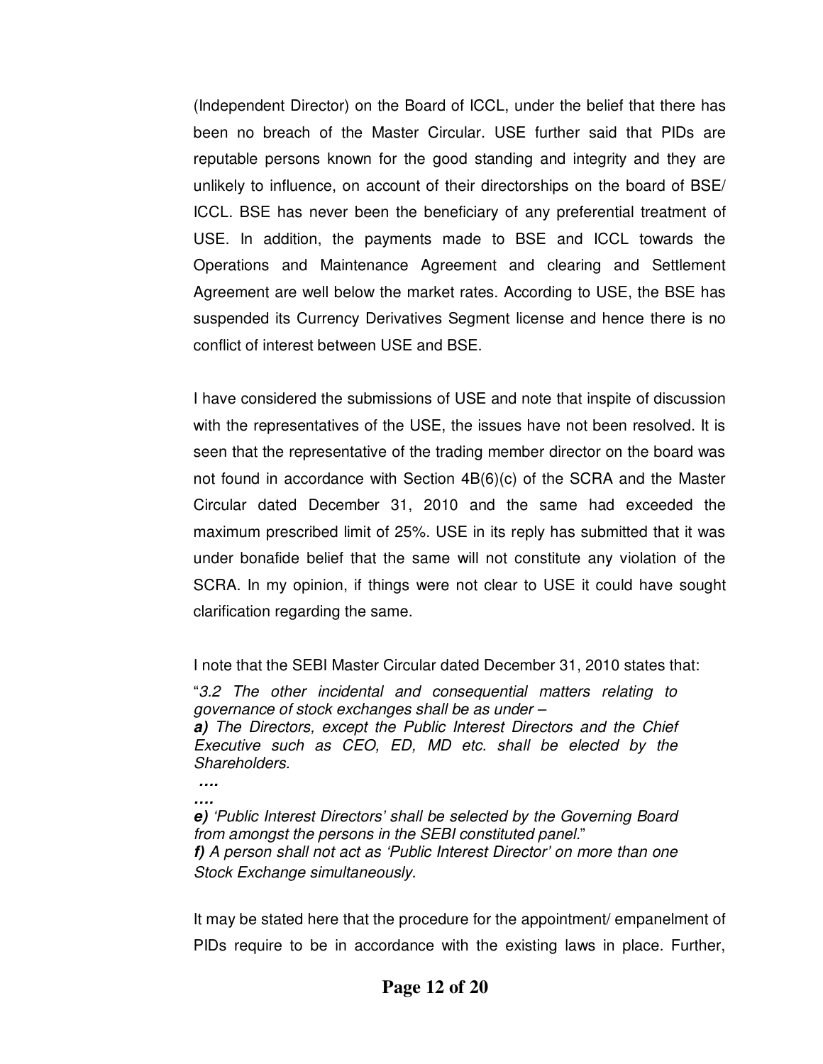(Independent Director) on the Board of ICCL, under the belief that there has been no breach of the Master Circular. USE further said that PIDs are reputable persons known for the good standing and integrity and they are unlikely to influence, on account of their directorships on the board of BSE/ ICCL. BSE has never been the beneficiary of any preferential treatment of USE. In addition, the payments made to BSE and ICCL towards the Operations and Maintenance Agreement and clearing and Settlement Agreement are well below the market rates. According to USE, the BSE has suspended its Currency Derivatives Segment license and hence there is no conflict of interest between USE and BSE.

I have considered the submissions of USE and note that inspite of discussion with the representatives of the USE, the issues have not been resolved. It is seen that the representative of the trading member director on the board was not found in accordance with Section 4B(6)(c) of the SCRA and the Master Circular dated December 31, 2010 and the same had exceeded the maximum prescribed limit of 25%. USE in its reply has submitted that it was under bonafide belief that the same will not constitute any violation of the SCRA. In my opinion, if things were not clear to USE it could have sought clarification regarding the same.

I note that the SEBI Master Circular dated December 31, 2010 states that:

"*3.2 The other incidental and consequential matters relating to governance of stock exchanges shall be as under –*
***a)*** *The Directors, except the Public Interest Directors and the Chief Executive such as CEO, ED, MD etc. shall be elected by the Shareholders.*
***….***
***….***
***e)*** *'Public Interest Directors' shall be selected by the Governing Board from amongst the persons in the SEBI constituted panel.*"
***f)*** *A person shall not act as 'Public Interest Director' on more than one Stock Exchange simultaneously.*

It may be stated here that the procedure for the appointment/ empanelment of PIDs require to be in accordance with the existing laws in place. Further,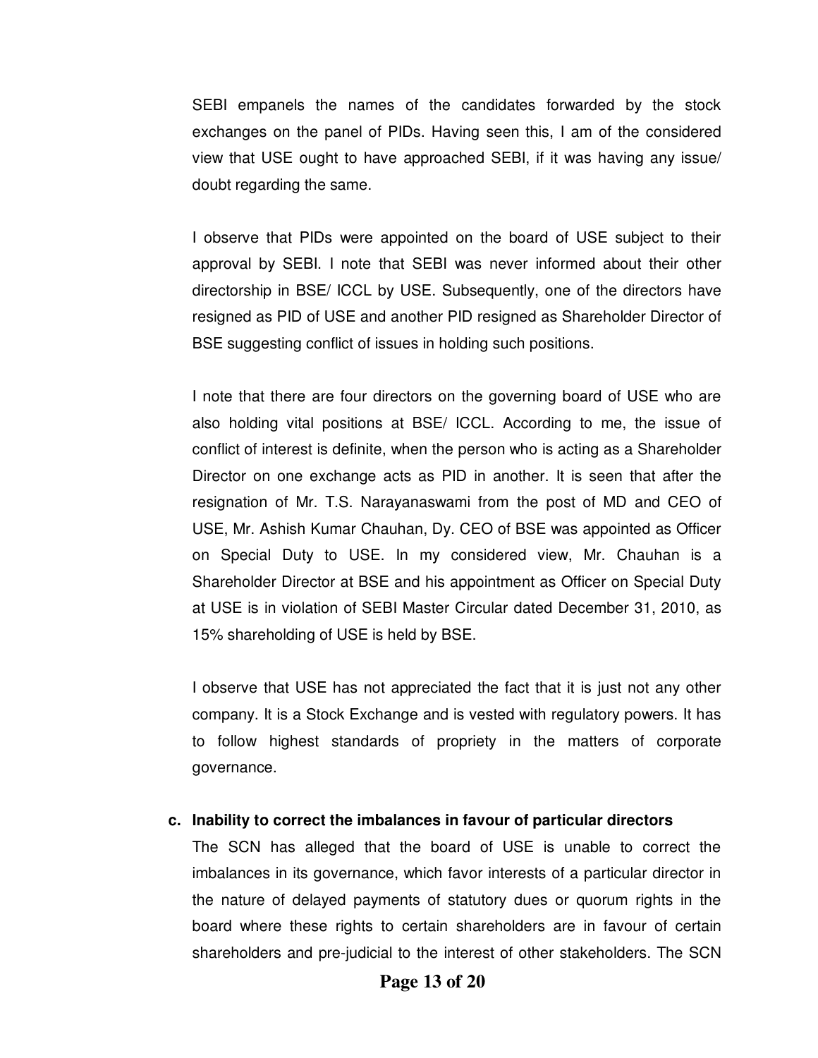SEBI empanels the names of the candidates forwarded by the stock exchanges on the panel of PIDs. Having seen this, I am of the considered view that USE ought to have approached SEBI, if it was having any issue/ doubt regarding the same.

I observe that PIDs were appointed on the board of USE subject to their approval by SEBI. I note that SEBI was never informed about their other directorship in BSE/ ICCL by USE. Subsequently, one of the directors have resigned as PID of USE and another PID resigned as Shareholder Director of BSE suggesting conflict of issues in holding such positions.

I note that there are four directors on the governing board of USE who are also holding vital positions at BSE/ ICCL. According to me, the issue of conflict of interest is definite, when the person who is acting as a Shareholder Director on one exchange acts as PID in another. It is seen that after the resignation of Mr. T.S. Narayanaswami from the post of MD and CEO of USE, Mr. Ashish Kumar Chauhan, Dy. CEO of BSE was appointed as Officer on Special Duty to USE. In my considered view, Mr. Chauhan is a Shareholder Director at BSE and his appointment as Officer on Special Duty at USE is in violation of SEBI Master Circular dated December 31, 2010, as 15% shareholding of USE is held by BSE.

I observe that USE has not appreciated the fact that it is just not any other company. It is a Stock Exchange and is vested with regulatory powers. It has to follow highest standards of propriety in the matters of corporate governance.

**c. Inability to correct the imbalances in favour of particular directors**

The SCN has alleged that the board of USE is unable to correct the imbalances in its governance, which favor interests of a particular director in the nature of delayed payments of statutory dues or quorum rights in the board where these rights to certain shareholders are in favour of certain shareholders and pre-judicial to the interest of other stakeholders. The SCN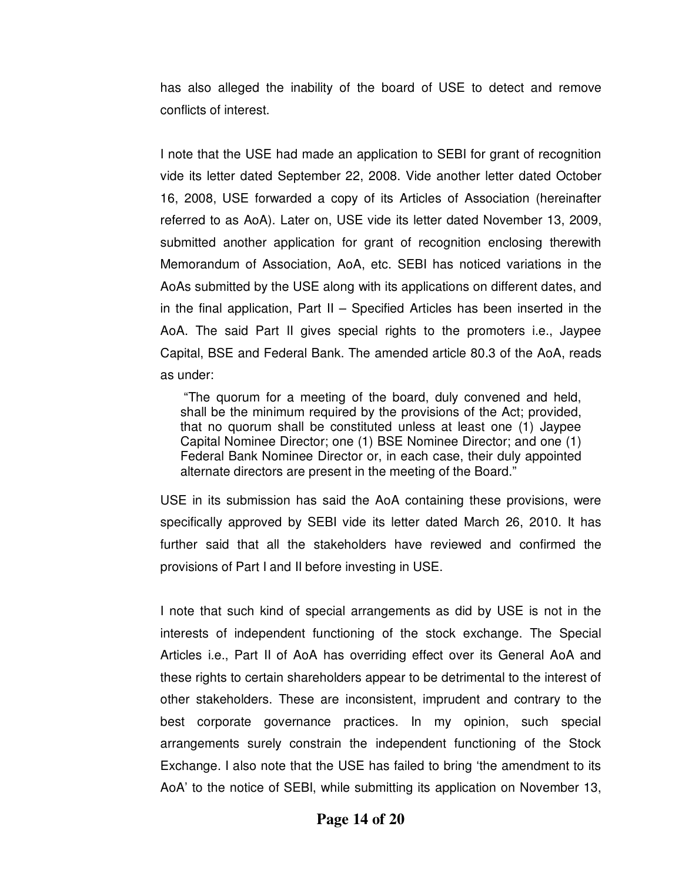has also alleged the inability of the board of USE to detect and remove conflicts of interest.

I note that the USE had made an application to SEBI for grant of recognition vide its letter dated September 22, 2008. Vide another letter dated October 16, 2008, USE forwarded a copy of its Articles of Association (hereinafter referred to as AoA). Later on, USE vide its letter dated November 13, 2009, submitted another application for grant of recognition enclosing therewith Memorandum of Association, AoA, etc. SEBI has noticed variations in the AoAs submitted by the USE along with its applications on different dates, and in the final application, Part II – Specified Articles has been inserted in the AoA. The said Part II gives special rights to the promoters i.e., Jaypee Capital, BSE and Federal Bank. The amended article 80.3 of the AoA, reads as under:

> "The quorum for a meeting of the board, duly convened and held, shall be the minimum required by the provisions of the Act; provided, that no quorum shall be constituted unless at least one (1) Jaypee Capital Nominee Director; one (1) BSE Nominee Director; and one (1) Federal Bank Nominee Director or, in each case, their duly appointed alternate directors are present in the meeting of the Board."

USE in its submission has said the AoA containing these provisions, were specifically approved by SEBI vide its letter dated March 26, 2010. It has further said that all the stakeholders have reviewed and confirmed the provisions of Part I and II before investing in USE.

I note that such kind of special arrangements as did by USE is not in the interests of independent functioning of the stock exchange. The Special Articles i.e., Part II of AoA has overriding effect over its General AoA and these rights to certain shareholders appear to be detrimental to the interest of other stakeholders. These are inconsistent, imprudent and contrary to the best corporate governance practices. In my opinion, such special arrangements surely constrain the independent functioning of the Stock Exchange. I also note that the USE has failed to bring 'the amendment to its AoA' to the notice of SEBI, while submitting its application on November 13,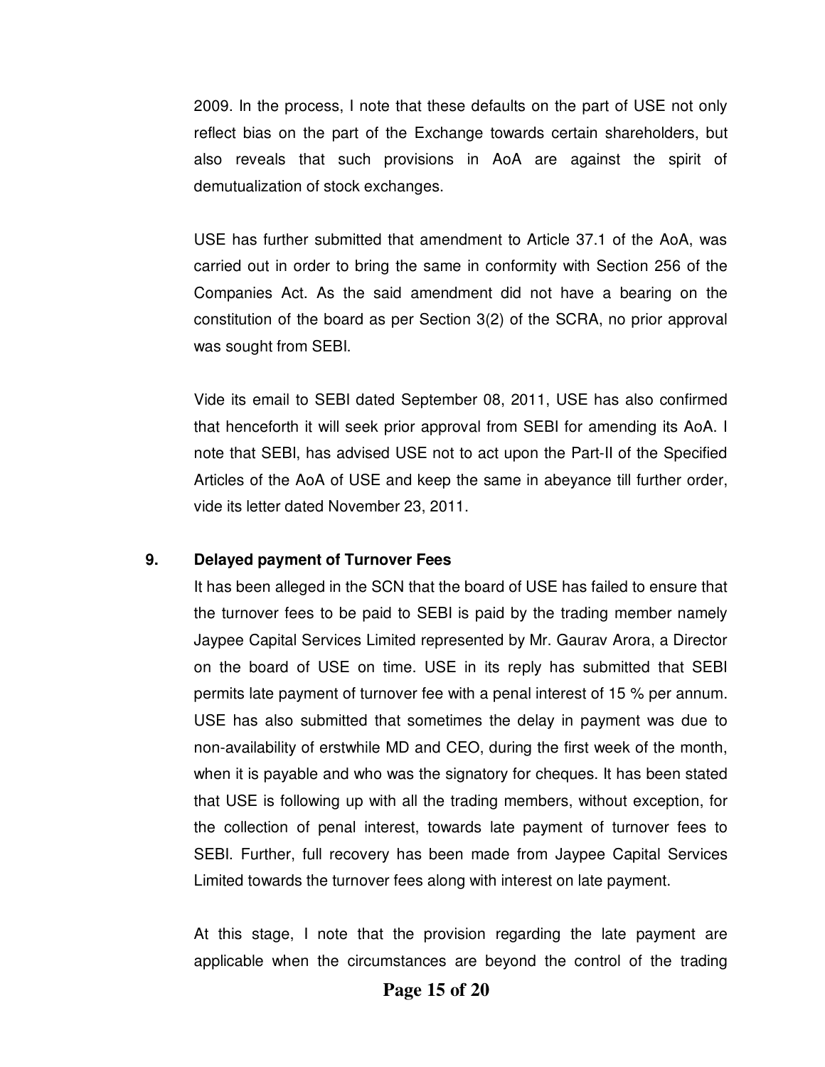2009. In the process, I note that these defaults on the part of USE not only reflect bias on the part of the Exchange towards certain shareholders, but also reveals that such provisions in AoA are against the spirit of demutualization of stock exchanges.

USE has further submitted that amendment to Article 37.1 of the AoA, was carried out in order to bring the same in conformity with Section 256 of the Companies Act. As the said amendment did not have a bearing on the constitution of the board as per Section 3(2) of the SCRA, no prior approval was sought from SEBI.

Vide its email to SEBI dated September 08, 2011, USE has also confirmed that henceforth it will seek prior approval from SEBI for amending its AoA. I note that SEBI, has advised USE not to act upon the Part-II of the Specified Articles of the AoA of USE and keep the same in abeyance till further order, vide its letter dated November 23, 2011.

**9. Delayed payment of Turnover Fees**

It has been alleged in the SCN that the board of USE has failed to ensure that the turnover fees to be paid to SEBI is paid by the trading member namely Jaypee Capital Services Limited represented by Mr. Gaurav Arora, a Director on the board of USE on time. USE in its reply has submitted that SEBI permits late payment of turnover fee with a penal interest of 15 % per annum. USE has also submitted that sometimes the delay in payment was due to non-availability of erstwhile MD and CEO, during the first week of the month, when it is payable and who was the signatory for cheques. It has been stated that USE is following up with all the trading members, without exception, for the collection of penal interest, towards late payment of turnover fees to SEBI. Further, full recovery has been made from Jaypee Capital Services Limited towards the turnover fees along with interest on late payment.

At this stage, I note that the provision regarding the late payment are applicable when the circumstances are beyond the control of the trading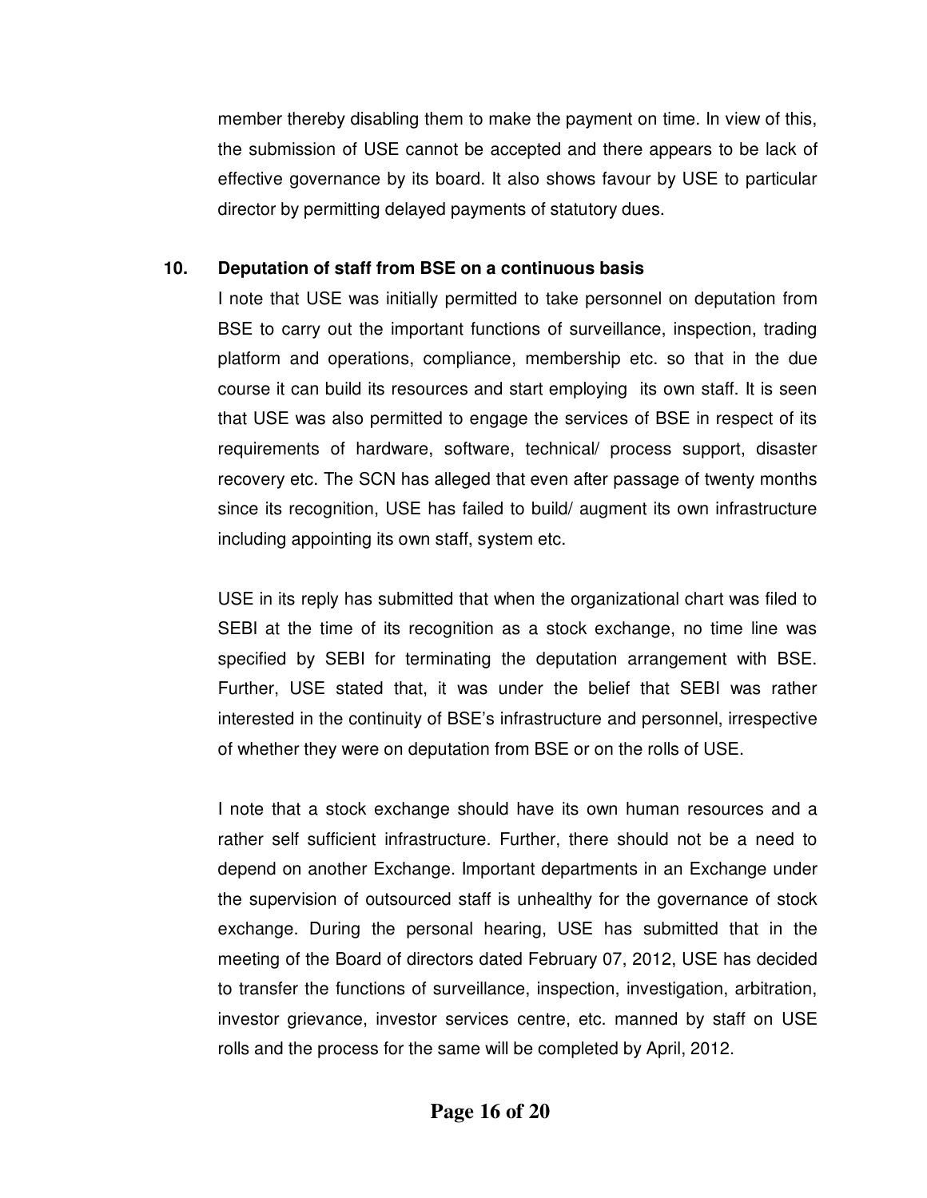member thereby disabling them to make the payment on time. In view of this, the submission of USE cannot be accepted and there appears to be lack of effective governance by its board. It also shows favour by USE to particular director by permitting delayed payments of statutory dues.

**10. Deputation of staff from BSE on a continuous basis**

I note that USE was initially permitted to take personnel on deputation from BSE to carry out the important functions of surveillance, inspection, trading platform and operations, compliance, membership etc. so that in the due course it can build its resources and start employing its own staff. It is seen that USE was also permitted to engage the services of BSE in respect of its requirements of hardware, software, technical/ process support, disaster recovery etc. The SCN has alleged that even after passage of twenty months since its recognition, USE has failed to build/ augment its own infrastructure including appointing its own staff, system etc.

USE in its reply has submitted that when the organizational chart was filed to SEBI at the time of its recognition as a stock exchange, no time line was specified by SEBI for terminating the deputation arrangement with BSE. Further, USE stated that, it was under the belief that SEBI was rather interested in the continuity of BSE's infrastructure and personnel, irrespective of whether they were on deputation from BSE or on the rolls of USE.

I note that a stock exchange should have its own human resources and a rather self sufficient infrastructure. Further, there should not be a need to depend on another Exchange. Important departments in an Exchange under the supervision of outsourced staff is unhealthy for the governance of stock exchange. During the personal hearing, USE has submitted that in the meeting of the Board of directors dated February 07, 2012, USE has decided to transfer the functions of surveillance, inspection, investigation, arbitration, investor grievance, investor services centre, etc. manned by staff on USE rolls and the process for the same will be completed by April, 2012.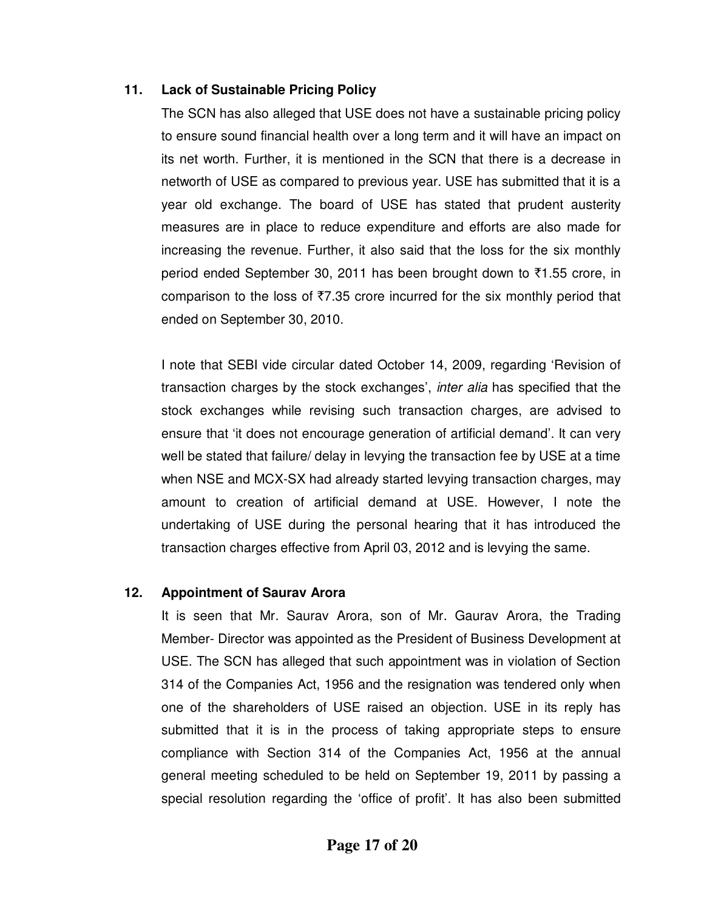**11. Lack of Sustainable Pricing Policy**

The SCN has also alleged that USE does not have a sustainable pricing policy to ensure sound financial health over a long term and it will have an impact on its net worth. Further, it is mentioned in the SCN that there is a decrease in networth of USE as compared to previous year. USE has submitted that it is a year old exchange. The board of USE has stated that prudent austerity measures are in place to reduce expenditure and efforts are also made for increasing the revenue. Further, it also said that the loss for the six monthly period ended September 30, 2011 has been brought down to ₹1.55 crore, in comparison to the loss of ₹7.35 crore incurred for the six monthly period that ended on September 30, 2010.

I note that SEBI vide circular dated October 14, 2009, regarding 'Revision of transaction charges by the stock exchanges', *inter alia* has specified that the stock exchanges while revising such transaction charges, are advised to ensure that 'it does not encourage generation of artificial demand'. It can very well be stated that failure/ delay in levying the transaction fee by USE at a time when NSE and MCX-SX had already started levying transaction charges, may amount to creation of artificial demand at USE. However, I note the undertaking of USE during the personal hearing that it has introduced the transaction charges effective from April 03, 2012 and is levying the same.

**12. Appointment of Saurav Arora**

It is seen that Mr. Saurav Arora, son of Mr. Gaurav Arora, the Trading Member- Director was appointed as the President of Business Development at USE. The SCN has alleged that such appointment was in violation of Section 314 of the Companies Act, 1956 and the resignation was tendered only when one of the shareholders of USE raised an objection. USE in its reply has submitted that it is in the process of taking appropriate steps to ensure compliance with Section 314 of the Companies Act, 1956 at the annual general meeting scheduled to be held on September 19, 2011 by passing a special resolution regarding the 'office of profit'. It has also been submitted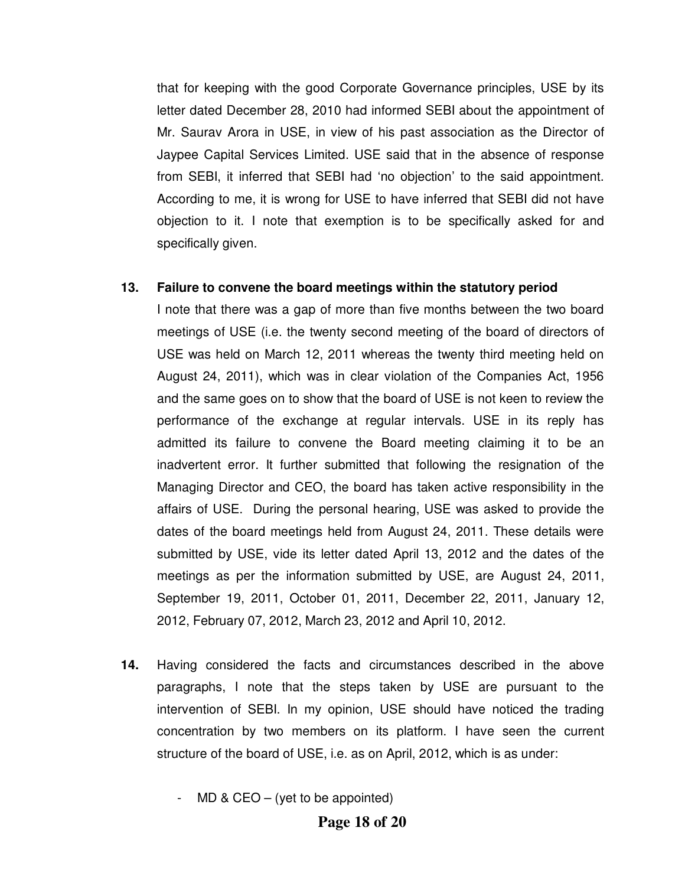that for keeping with the good Corporate Governance principles, USE by its letter dated December 28, 2010 had informed SEBI about the appointment of Mr. Saurav Arora in USE, in view of his past association as the Director of Jaypee Capital Services Limited. USE said that in the absence of response from SEBI, it inferred that SEBI had 'no objection' to the said appointment. According to me, it is wrong for USE to have inferred that SEBI did not have objection to it. I note that exemption is to be specifically asked for and specifically given.

**13. Failure to convene the board meetings within the statutory period**

I note that there was a gap of more than five months between the two board meetings of USE (i.e. the twenty second meeting of the board of directors of USE was held on March 12, 2011 whereas the twenty third meeting held on August 24, 2011), which was in clear violation of the Companies Act, 1956 and the same goes on to show that the board of USE is not keen to review the performance of the exchange at regular intervals. USE in its reply has admitted its failure to convene the Board meeting claiming it to be an inadvertent error. It further submitted that following the resignation of the Managing Director and CEO, the board has taken active responsibility in the affairs of USE. During the personal hearing, USE was asked to provide the dates of the board meetings held from August 24, 2011. These details were submitted by USE, vide its letter dated April 13, 2012 and the dates of the meetings as per the information submitted by USE, are August 24, 2011, September 19, 2011, October 01, 2011, December 22, 2011, January 12, 2012, February 07, 2012, March 23, 2012 and April 10, 2012.

**14.** Having considered the facts and circumstances described in the above paragraphs, I note that the steps taken by USE are pursuant to the intervention of SEBI. In my opinion, USE should have noticed the trading concentration by two members on its platform. I have seen the current structure of the board of USE, i.e. as on April, 2012, which is as under:

- MD & CEO – (yet to be appointed)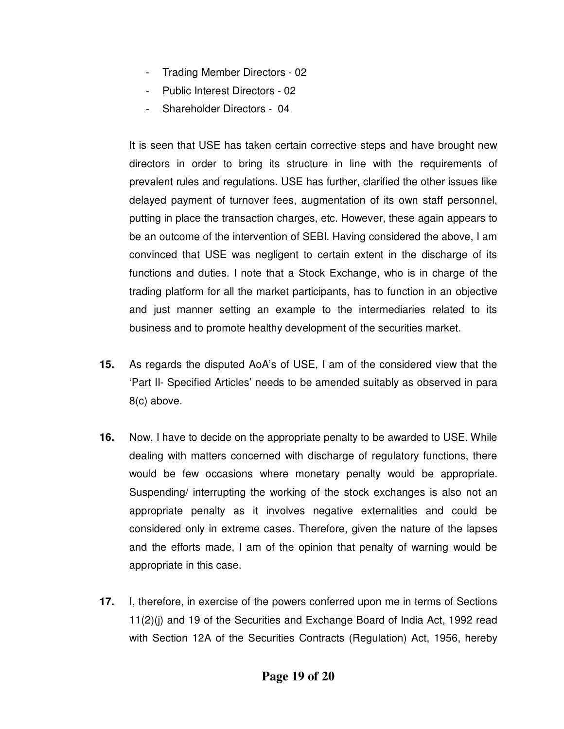- Trading Member Directors - 02
- Public Interest Directors - 02
- Shareholder Directors - 04

It is seen that USE has taken certain corrective steps and have brought new directors in order to bring its structure in line with the requirements of prevalent rules and regulations. USE has further, clarified the other issues like delayed payment of turnover fees, augmentation of its own staff personnel, putting in place the transaction charges, etc. However, these again appears to be an outcome of the intervention of SEBI. Having considered the above, I am convinced that USE was negligent to certain extent in the discharge of its functions and duties. I note that a Stock Exchange, who is in charge of the trading platform for all the market participants, has to function in an objective and just manner setting an example to the intermediaries related to its business and to promote healthy development of the securities market.

**15.** As regards the disputed AoA's of USE, I am of the considered view that the 'Part II- Specified Articles' needs to be amended suitably as observed in para 8(c) above.

**16.** Now, I have to decide on the appropriate penalty to be awarded to USE. While dealing with matters concerned with discharge of regulatory functions, there would be few occasions where monetary penalty would be appropriate. Suspending/ interrupting the working of the stock exchanges is also not an appropriate penalty as it involves negative externalities and could be considered only in extreme cases. Therefore, given the nature of the lapses and the efforts made, I am of the opinion that penalty of warning would be appropriate in this case.

**17.** I, therefore, in exercise of the powers conferred upon me in terms of Sections 11(2)(j) and 19 of the Securities and Exchange Board of India Act, 1992 read with Section 12A of the Securities Contracts (Regulation) Act, 1956, hereby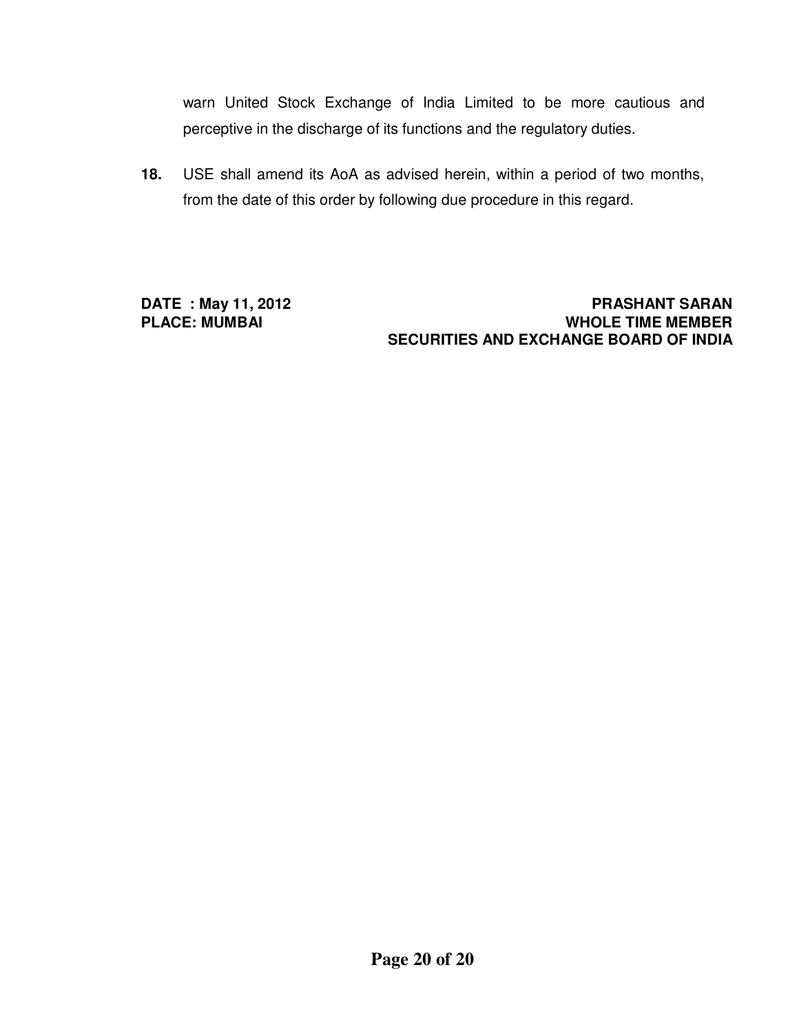warn United Stock Exchange of India Limited to be more cautious and perceptive in the discharge of its functions and the regulatory duties.

**18.** USE shall amend its AoA as advised herein, within a period of two months, from the date of this order by following due procedure in this regard.

**DATE : May 11, 2012**
**PLACE: MUMBAI**

**PRASHANT SARAN**
**WHOLE TIME MEMBER**
**SECURITIES AND EXCHANGE BOARD OF INDIA**